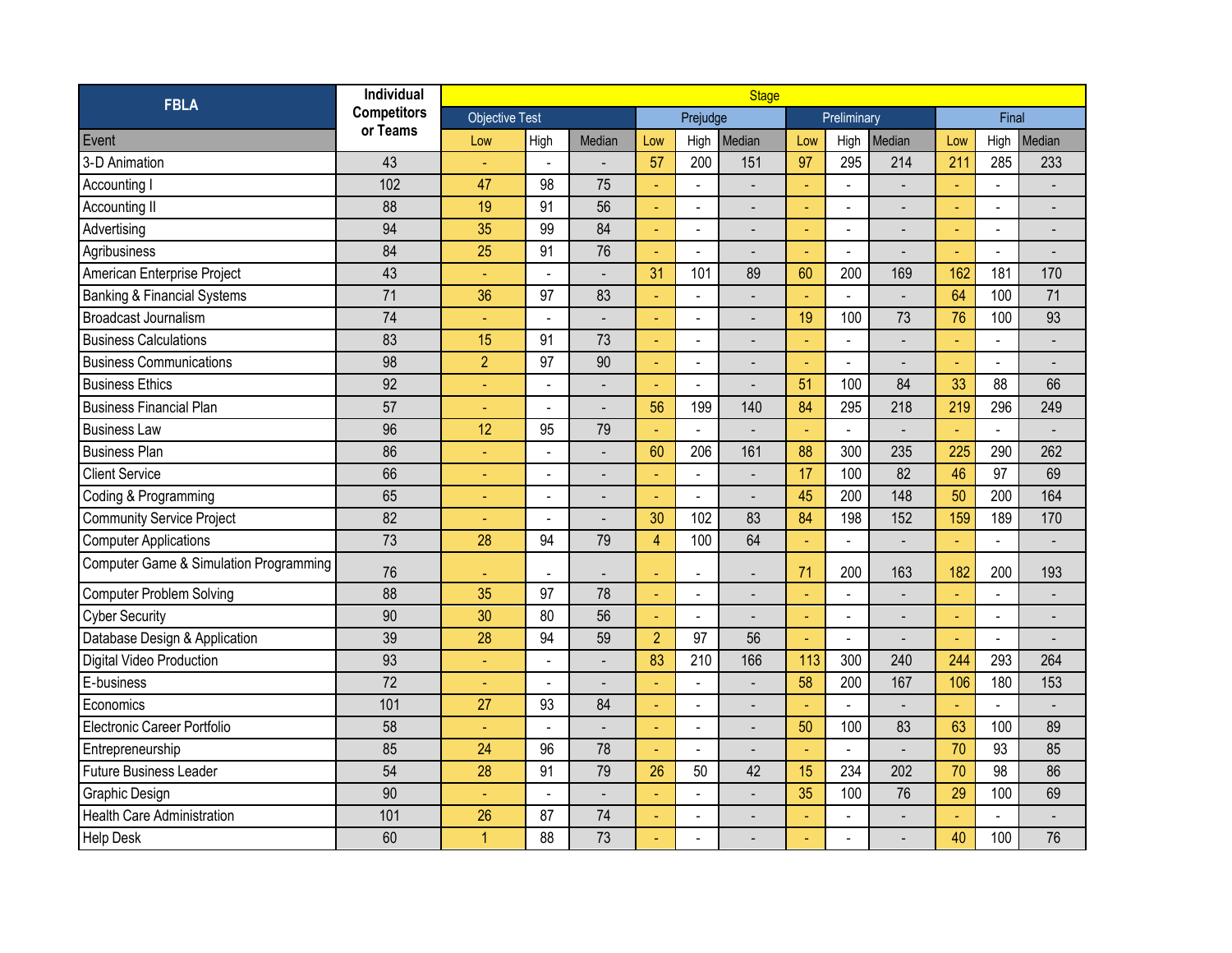| FBLA | Individual Competitors or Teams | Stage | | | | | | | | | | | |
|---|---|---|---|---|---|---|---|---|---|---|---|---|---|
| | | Objective Test | | | Prejudge | | | Preliminary | | | Final | | |
| Event | | Low | High | Median | Low | High | Median | Low | High | Median | Low | High | Median |
| 3-D Animation | 43 | - | - | - | 57 | 200 | 151 | 97 | 295 | 214 | 211 | 285 | 233 |
| Accounting I | 102 | 47 | 98 | 75 | - | - | - | - | - | - | - | - | - |
| Accounting II | 88 | 19 | 91 | 56 | - | - | - | - | - | - | - | - | - |
| Advertising | 94 | 35 | 99 | 84 | - | - | - | - | - | - | - | - | - |
| Agribusiness | 84 | 25 | 91 | 76 | - | - | - | - | - | - | - | - | - |
| American Enterprise Project | 43 | - | - | - | 31 | 101 | 89 | 60 | 200 | 169 | 162 | 181 | 170 |
| Banking & Financial Systems | 71 | 36 | 97 | 83 | - | - | - | - | - | - | 64 | 100 | 71 |
| Broadcast Journalism | 74 | - | - | - | - | - | - | 19 | 100 | 73 | 76 | 100 | 93 |
| Business Calculations | 83 | 15 | 91 | 73 | - | - | - | - | - | - | - | - | - |
| Business Communications | 98 | 2 | 97 | 90 | - | - | - | - | - | - | - | - | - |
| Business Ethics | 92 | - | - | - | - | - | - | 51 | 100 | 84 | 33 | 88 | 66 |
| Business Financial Plan | 57 | - | - | - | 56 | 199 | 140 | 84 | 295 | 218 | 219 | 296 | 249 |
| Business Law | 96 | 12 | 95 | 79 | - | - | - | - | - | - | - | - | - |
| Business Plan | 86 | - | - | - | 60 | 206 | 161 | 88 | 300 | 235 | 225 | 290 | 262 |
| Client Service | 66 | - | - | - | - | - | - | 17 | 100 | 82 | 46 | 97 | 69 |
| Coding & Programming | 65 | - | - | - | - | - | - | 45 | 200 | 148 | 50 | 200 | 164 |
| Community Service Project | 82 | - | - | - | 30 | 102 | 83 | 84 | 198 | 152 | 159 | 189 | 170 |
| Computer Applications | 73 | 28 | 94 | 79 | 4 | 100 | 64 | - | - | - | - | - | - |
| Computer Game & Simulation Programming | 76 | - | - | - | - | - | - | 71 | 200 | 163 | 182 | 200 | 193 |
| Computer Problem Solving | 88 | 35 | 97 | 78 | - | - | - | - | - | - | - | - | - |
| Cyber Security | 90 | 30 | 80 | 56 | - | - | - | - | - | - | - | - | - |
| Database Design & Application | 39 | 28 | 94 | 59 | 2 | 97 | 56 | - | - | - | - | - | - |
| Digital Video Production | 93 | - | - | - | 83 | 210 | 166 | 113 | 300 | 240 | 244 | 293 | 264 |
| E-business | 72 | - | - | - | - | - | - | 58 | 200 | 167 | 106 | 180 | 153 |
| Economics | 101 | 27 | 93 | 84 | - | - | - | - | - | - | - | - | - |
| Electronic Career Portfolio | 58 | - | - | - | - | - | - | 50 | 100 | 83 | 63 | 100 | 89 |
| Entrepreneurship | 85 | 24 | 96 | 78 | - | - | - | - | - | - | 70 | 93 | 85 |
| Future Business Leader | 54 | 28 | 91 | 79 | 26 | 50 | 42 | 15 | 234 | 202 | 70 | 98 | 86 |
| Graphic Design | 90 | - | - | - | - | - | - | 35 | 100 | 76 | 29 | 100 | 69 |
| Health Care Administration | 101 | 26 | 87 | 74 | - | - | - | - | - | - | - | - | - |
| Help Desk | 60 | 1 | 88 | 73 | - | - | - | - | - | - | 40 | 100 | 76 |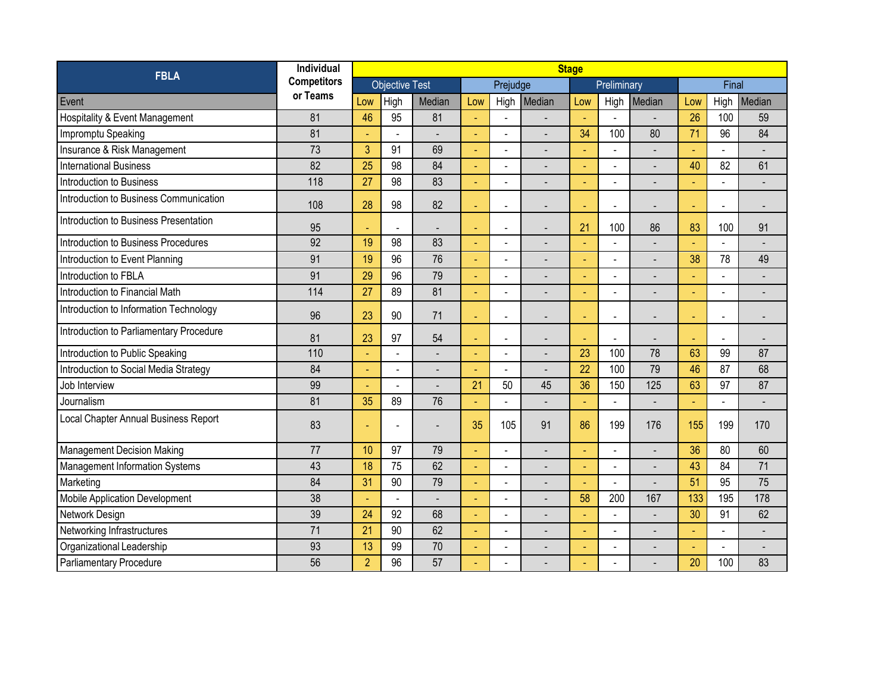| FBLA | Individual Competitors or Teams | Stage | | | | | | | | | | | |
|---|---|---|---|---|---|---|---|---|---|---|---|---|---|
| | | Objective Test | | | Prejudge | | | Preliminary | | | Final | | |
| Event | | Low | High | Median | Low | High | Median | Low | High | Median | Low | High | Median |
| Hospitality & Event Management | 81 | 46 | 95 | 81 | - | - | - | - | - | - | 26 | 100 | 59 |
| Impromptu Speaking | 81 | - | - | - | - | - | - | 34 | 100 | 80 | 71 | 96 | 84 |
| Insurance & Risk Management | 73 | 3 | 91 | 69 | - | - | - | - | - | - | - | - | - |
| International Business | 82 | 25 | 98 | 84 | - | - | - | - | - | - | 40 | 82 | 61 |
| Introduction to Business | 118 | 27 | 98 | 83 | - | - | - | - | - | - | - | - | - |
| Introduction to Business Communication | 108 | 28 | 98 | 82 | - | - | - | - | - | - | - | - | - |
| Introduction to Business Presentation | 95 | - | - | - | - | - | - | 21 | 100 | 86 | 83 | 100 | 91 |
| Introduction to Business Procedures | 92 | 19 | 98 | 83 | - | - | - | - | - | - | - | - | - |
| Introduction to Event Planning | 91 | 19 | 96 | 76 | - | - | - | - | - | - | 38 | 78 | 49 |
| Introduction to FBLA | 91 | 29 | 96 | 79 | - | - | - | - | - | - | - | - | - |
| Introduction to Financial Math | 114 | 27 | 89 | 81 | - | - | - | - | - | - | - | - | - |
| Introduction to Information Technology | 96 | 23 | 90 | 71 | - | - | - | - | - | - | - | - | - |
| Introduction to Parliamentary Procedure | 81 | 23 | 97 | 54 | - | - | - | - | - | - | - | - | - |
| Introduction to Public Speaking | 110 | - | - | - | - | - | - | 23 | 100 | 78 | 63 | 99 | 87 |
| Introduction to Social Media Strategy | 84 | - | - | - | - | - | - | 22 | 100 | 79 | 46 | 87 | 68 |
| Job Interview | 99 | - | - | - | 21 | 50 | 45 | 36 | 150 | 125 | 63 | 97 | 87 |
| Journalism | 81 | 35 | 89 | 76 | - | - | - | - | - | - | - | - | - |
| Local Chapter Annual Business Report | 83 | - | - | - | 35 | 105 | 91 | 86 | 199 | 176 | 155 | 199 | 170 |
| Management Decision Making | 77 | 10 | 97 | 79 | - | - | - | - | - | - | 36 | 80 | 60 |
| Management Information Systems | 43 | 18 | 75 | 62 | - | - | - | - | - | - | 43 | 84 | 71 |
| Marketing | 84 | 31 | 90 | 79 | - | - | - | - | - | - | 51 | 95 | 75 |
| Mobile Application Development | 38 | - | - | - | - | - | - | 58 | 200 | 167 | 133 | 195 | 178 |
| Network Design | 39 | 24 | 92 | 68 | - | - | - | - | - | - | 30 | 91 | 62 |
| Networking Infrastructures | 71 | 21 | 90 | 62 | - | - | - | - | - | - | - | - | - |
| Organizational Leadership | 93 | 13 | 99 | 70 | - | - | - | - | - | - | - | - | - |
| Parliamentary Procedure | 56 | 2 | 96 | 57 | - | - | - | - | - | - | 20 | 100 | 83 |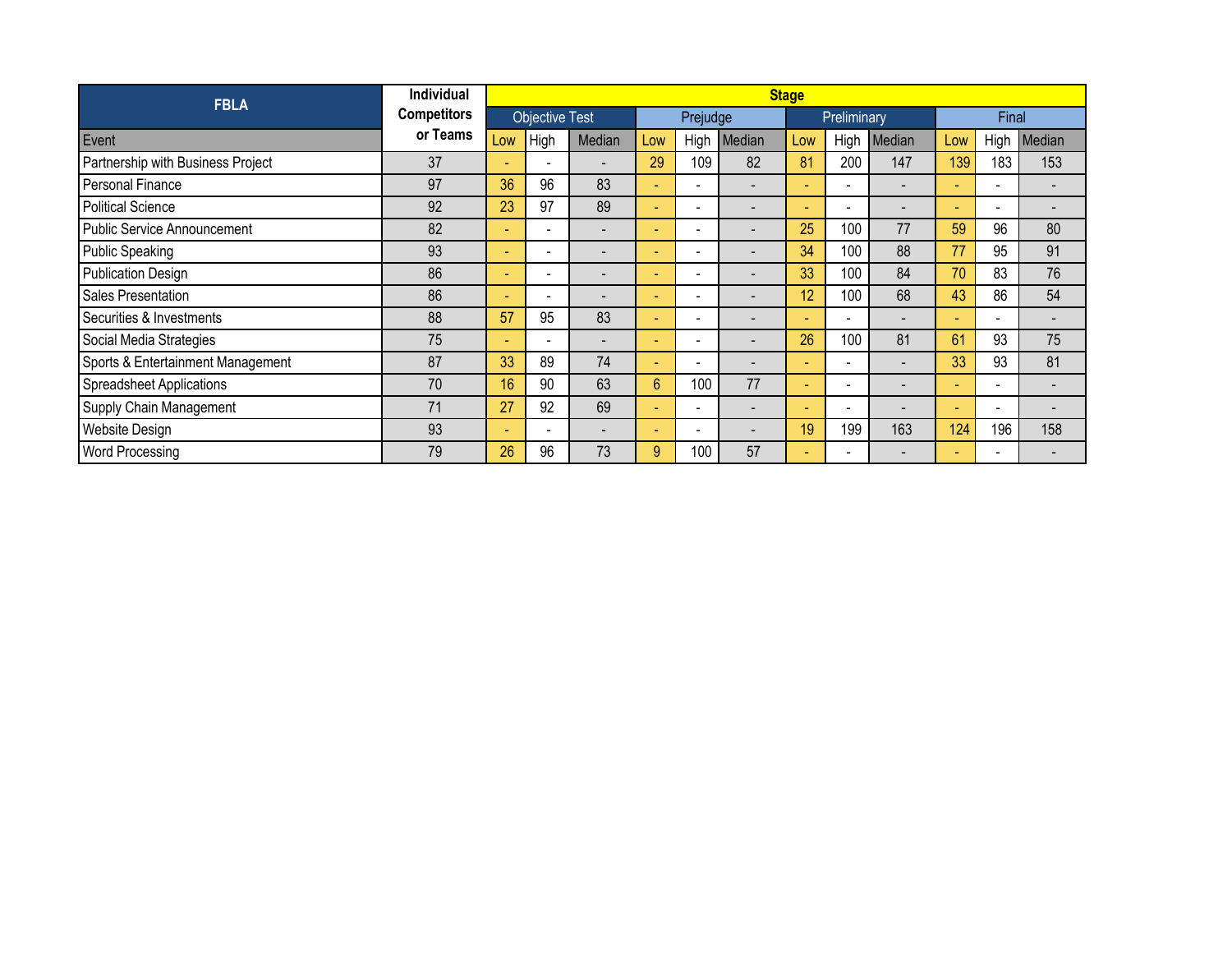| FBLA | Individual Competitors or Teams | Stage | | | | | | | | | | | |
|---|---|---|---|---|---|---|---|---|---|---|---|---|---|
| | | Objective Test | | | Prejudge | | | Preliminary | | | Final | | |
| Event | | Low | High | Median | Low | High | Median | Low | High | Median | Low | High | Median |
| Partnership with Business Project | 37 | - | - | - | 29 | 109 | 82 | 81 | 200 | 147 | 139 | 183 | 153 |
| Personal Finance | 97 | 36 | 96 | 83 | - | - | - | - | - | - | - | - | - |
| Political Science | 92 | 23 | 97 | 89 | - | - | - | - | - | - | - | - | - |
| Public Service Announcement | 82 | - | - | - | - | - | - | 25 | 100 | 77 | 59 | 96 | 80 |
| Public Speaking | 93 | - | - | - | - | - | - | 34 | 100 | 88 | 77 | 95 | 91 |
| Publication Design | 86 | - | - | - | - | - | - | 33 | 100 | 84 | 70 | 83 | 76 |
| Sales Presentation | 86 | - | - | - | - | - | - | 12 | 100 | 68 | 43 | 86 | 54 |
| Securities & Investments | 88 | 57 | 95 | 83 | - | - | - | - | - | - | - | - | - |
| Social Media Strategies | 75 | - | - | - | - | - | - | 26 | 100 | 81 | 61 | 93 | 75 |
| Sports & Entertainment Management | 87 | 33 | 89 | 74 | - | - | - | - | - | - | 33 | 93 | 81 |
| Spreadsheet Applications | 70 | 16 | 90 | 63 | 6 | 100 | 77 | - | - | - | - | - | - |
| Supply Chain Management | 71 | 27 | 92 | 69 | - | - | - | - | - | - | - | - | - |
| Website Design | 93 | - | - | - | - | - | - | 19 | 199 | 163 | 124 | 196 | 158 |
| Word Processing | 79 | 26 | 96 | 73 | 9 | 100 | 57 | - | - | - | - | - | - |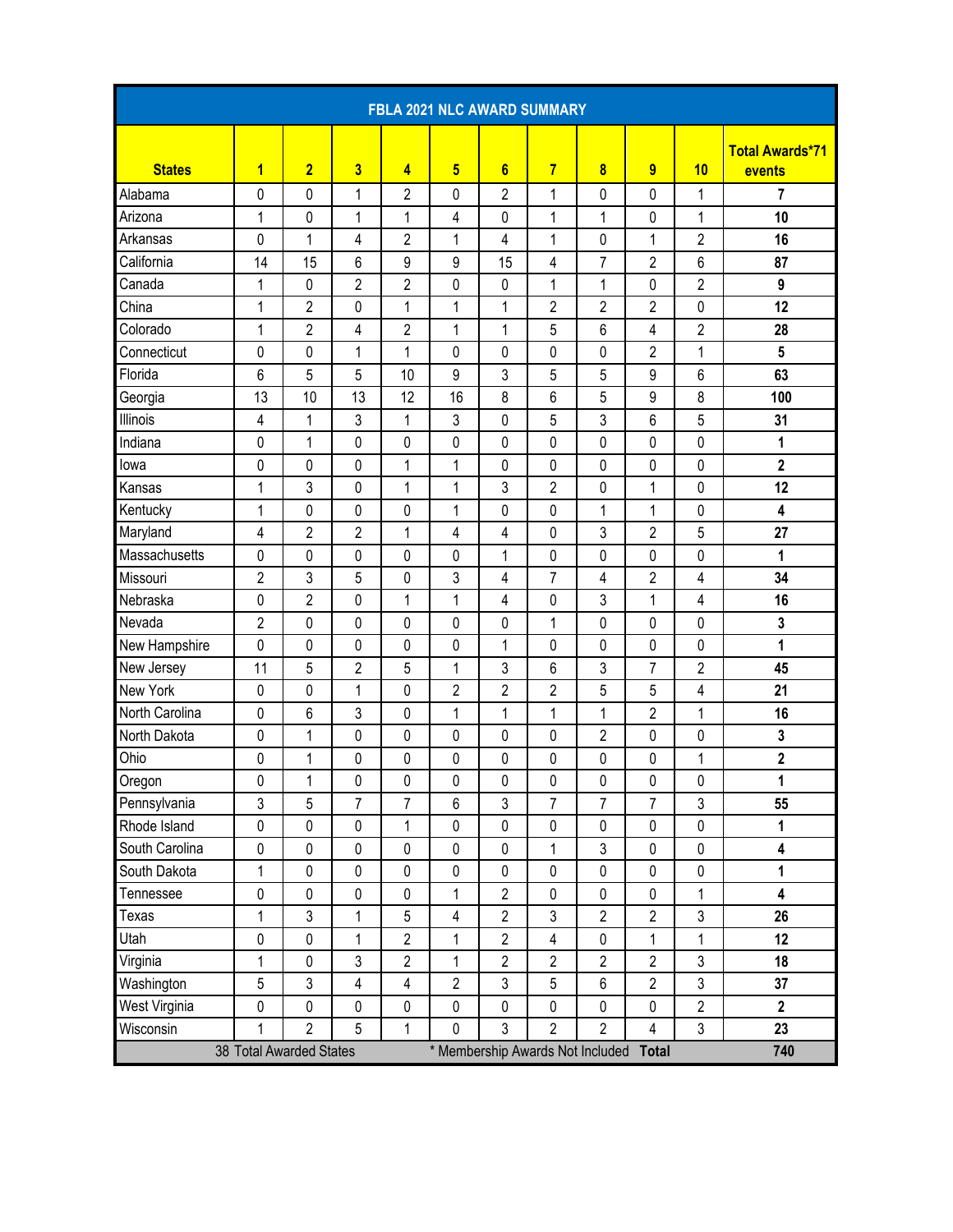| FBLA 2021 NLC AWARD SUMMARY | | | | | | | | | | | |
|---|---|---|---|---|---|---|---|---|---|---|---|
| **States** | **1** | **2** | **3** | **4** | **5** | **6** | **7** | **8** | **9** | **10** | **Total Awards*71 events** |
| Alabama | 0 | 0 | 1 | 2 | 0 | 2 | 1 | 0 | 0 | 1 | **7** |
| Arizona | 1 | 0 | 1 | 1 | 4 | 0 | 1 | 1 | 0 | 1 | **10** |
| Arkansas | 0 | 1 | 4 | 2 | 1 | 4 | 1 | 0 | 1 | 2 | **16** |
| California | 14 | 15 | 6 | 9 | 9 | 15 | 4 | 7 | 2 | 6 | **87** |
| Canada | 1 | 0 | 2 | 2 | 0 | 0 | 1 | 1 | 0 | 2 | **9** |
| China | 1 | 2 | 0 | 1 | 1 | 1 | 2 | 2 | 2 | 0 | **12** |
| Colorado | 1 | 2 | 4 | 2 | 1 | 1 | 5 | 6 | 4 | 2 | **28** |
| Connecticut | 0 | 0 | 1 | 1 | 0 | 0 | 0 | 0 | 2 | 1 | **5** |
| Florida | 6 | 5 | 5 | 10 | 9 | 3 | 5 | 5 | 9 | 6 | **63** |
| Georgia | 13 | 10 | 13 | 12 | 16 | 8 | 6 | 5 | 9 | 8 | **100** |
| Illinois | 4 | 1 | 3 | 1 | 3 | 0 | 5 | 3 | 6 | 5 | **31** |
| Indiana | 0 | 1 | 0 | 0 | 0 | 0 | 0 | 0 | 0 | 0 | **1** |
| Iowa | 0 | 0 | 0 | 1 | 1 | 0 | 0 | 0 | 0 | 0 | **2** |
| Kansas | 1 | 3 | 0 | 1 | 1 | 3 | 2 | 0 | 1 | 0 | **12** |
| Kentucky | 1 | 0 | 0 | 0 | 1 | 0 | 0 | 1 | 1 | 0 | **4** |
| Maryland | 4 | 2 | 2 | 1 | 4 | 4 | 0 | 3 | 2 | 5 | **27** |
| Massachusetts | 0 | 0 | 0 | 0 | 0 | 1 | 0 | 0 | 0 | 0 | **1** |
| Missouri | 2 | 3 | 5 | 0 | 3 | 4 | 7 | 4 | 2 | 4 | **34** |
| Nebraska | 0 | 2 | 0 | 1 | 1 | 4 | 0 | 3 | 1 | 4 | **16** |
| Nevada | 2 | 0 | 0 | 0 | 0 | 0 | 1 | 0 | 0 | 0 | **3** |
| New Hampshire | 0 | 0 | 0 | 0 | 0 | 1 | 0 | 0 | 0 | 0 | **1** |
| New Jersey | 11 | 5 | 2 | 5 | 1 | 3 | 6 | 3 | 7 | 2 | **45** |
| New York | 0 | 0 | 1 | 0 | 2 | 2 | 2 | 5 | 5 | 4 | **21** |
| North Carolina | 0 | 6 | 3 | 0 | 1 | 1 | 1 | 1 | 2 | 1 | **16** |
| North Dakota | 0 | 1 | 0 | 0 | 0 | 0 | 0 | 2 | 0 | 0 | **3** |
| Ohio | 0 | 1 | 0 | 0 | 0 | 0 | 0 | 0 | 0 | 1 | **2** |
| Oregon | 0 | 1 | 0 | 0 | 0 | 0 | 0 | 0 | 0 | 0 | **1** |
| Pennsylvania | 3 | 5 | 7 | 7 | 6 | 3 | 7 | 7 | 7 | 3 | **55** |
| Rhode Island | 0 | 0 | 0 | 1 | 0 | 0 | 0 | 0 | 0 | 0 | **1** |
| South Carolina | 0 | 0 | 0 | 0 | 0 | 0 | 1 | 3 | 0 | 0 | **4** |
| South Dakota | 1 | 0 | 0 | 0 | 0 | 0 | 0 | 0 | 0 | 0 | **1** |
| Tennessee | 0 | 0 | 0 | 0 | 1 | 2 | 0 | 0 | 0 | 1 | **4** |
| Texas | 1 | 3 | 1 | 5 | 4 | 2 | 3 | 2 | 2 | 3 | **26** |
| Utah | 0 | 0 | 1 | 2 | 1 | 2 | 4 | 0 | 1 | 1 | **12** |
| Virginia | 1 | 0 | 3 | 2 | 1 | 2 | 2 | 2 | 2 | 3 | **18** |
| Washington | 5 | 3 | 4 | 4 | 2 | 3 | 5 | 6 | 2 | 3 | **37** |
| West Virginia | 0 | 0 | 0 | 0 | 0 | 0 | 0 | 0 | 0 | 2 | **2** |
| Wisconsin | 1 | 2 | 5 | 1 | 0 | 3 | 2 | 2 | 4 | 3 | **23** |
| 38 Total Awarded States | | | | | * Membership Awards Not Included | | | | **Total** | | **740** |